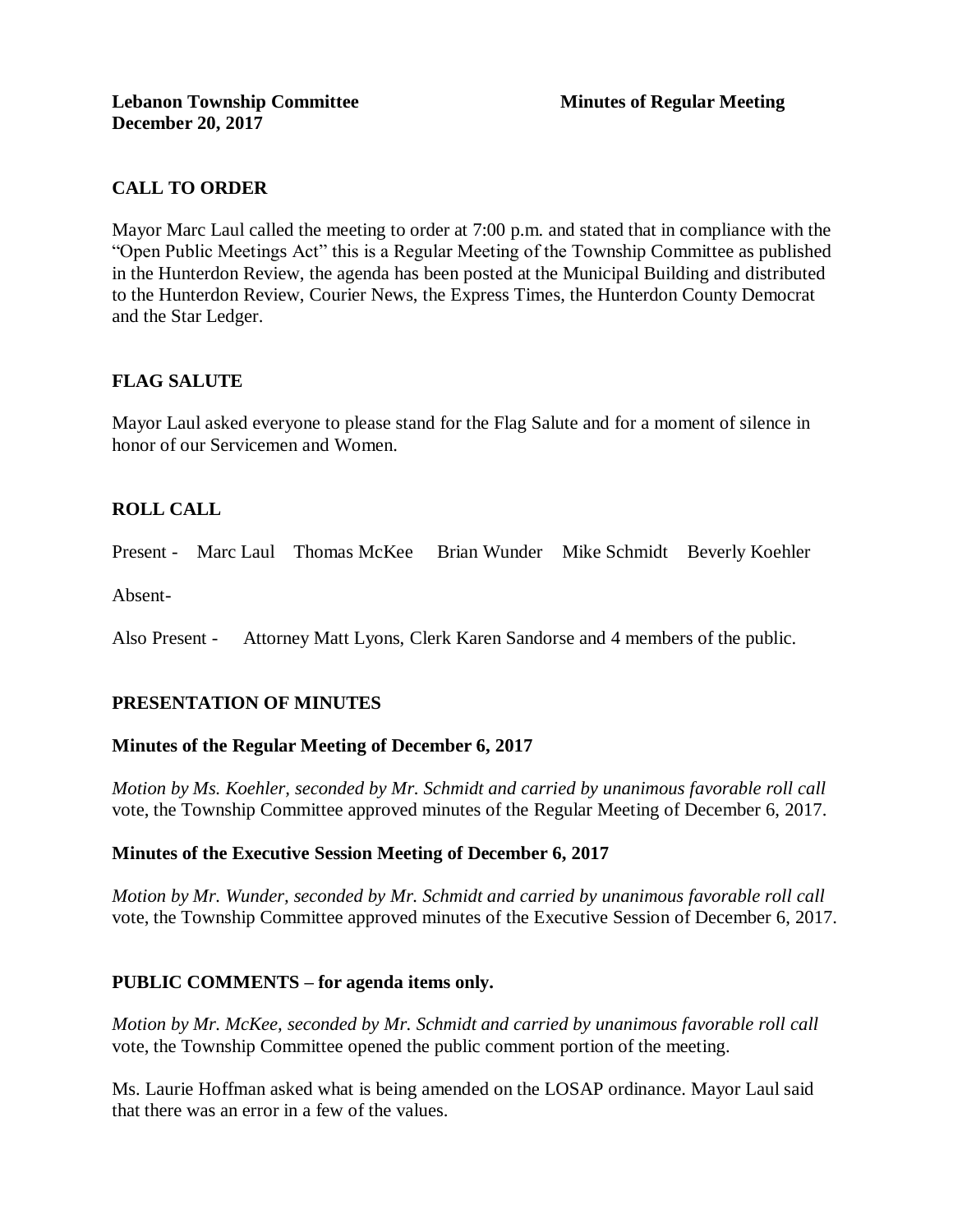**Lebanon Township Committee** **Minutes of Regular Meeting**
**December 20, 2017**

## CALL TO ORDER

Mayor Marc Laul called the meeting to order at 7:00 p.m. and stated that in compliance with the "Open Public Meetings Act" this is a Regular Meeting of the Township Committee as published in the Hunterdon Review, the agenda has been posted at the Municipal Building and distributed to the Hunterdon Review, Courier News, the Express Times, the Hunterdon County Democrat and the Star Ledger.

## FLAG SALUTE

Mayor Laul asked everyone to please stand for the Flag Salute and for a moment of silence in honor of our Servicemen and Women.

## ROLL CALL

Present - Marc Laul Thomas McKee Brian Wunder Mike Schmidt Beverly Koehler

Absent-

Also Present - Attorney Matt Lyons, Clerk Karen Sandorse and 4 members of the public.

## PRESENTATION OF MINUTES

### Minutes of the Regular Meeting of December 6, 2017

*Motion by Ms. Koehler, seconded by Mr. Schmidt and carried by unanimous favorable roll call* vote, the Township Committee approved minutes of the Regular Meeting of December 6, 2017.

### Minutes of the Executive Session Meeting of December 6, 2017

*Motion by Mr. Wunder, seconded by Mr. Schmidt and carried by unanimous favorable roll call* vote, the Township Committee approved minutes of the Executive Session of December 6, 2017.

## PUBLIC COMMENTS – for agenda items only.

*Motion by Mr. McKee, seconded by Mr. Schmidt and carried by unanimous favorable roll call* vote, the Township Committee opened the public comment portion of the meeting.

Ms. Laurie Hoffman asked what is being amended on the LOSAP ordinance. Mayor Laul said that there was an error in a few of the values.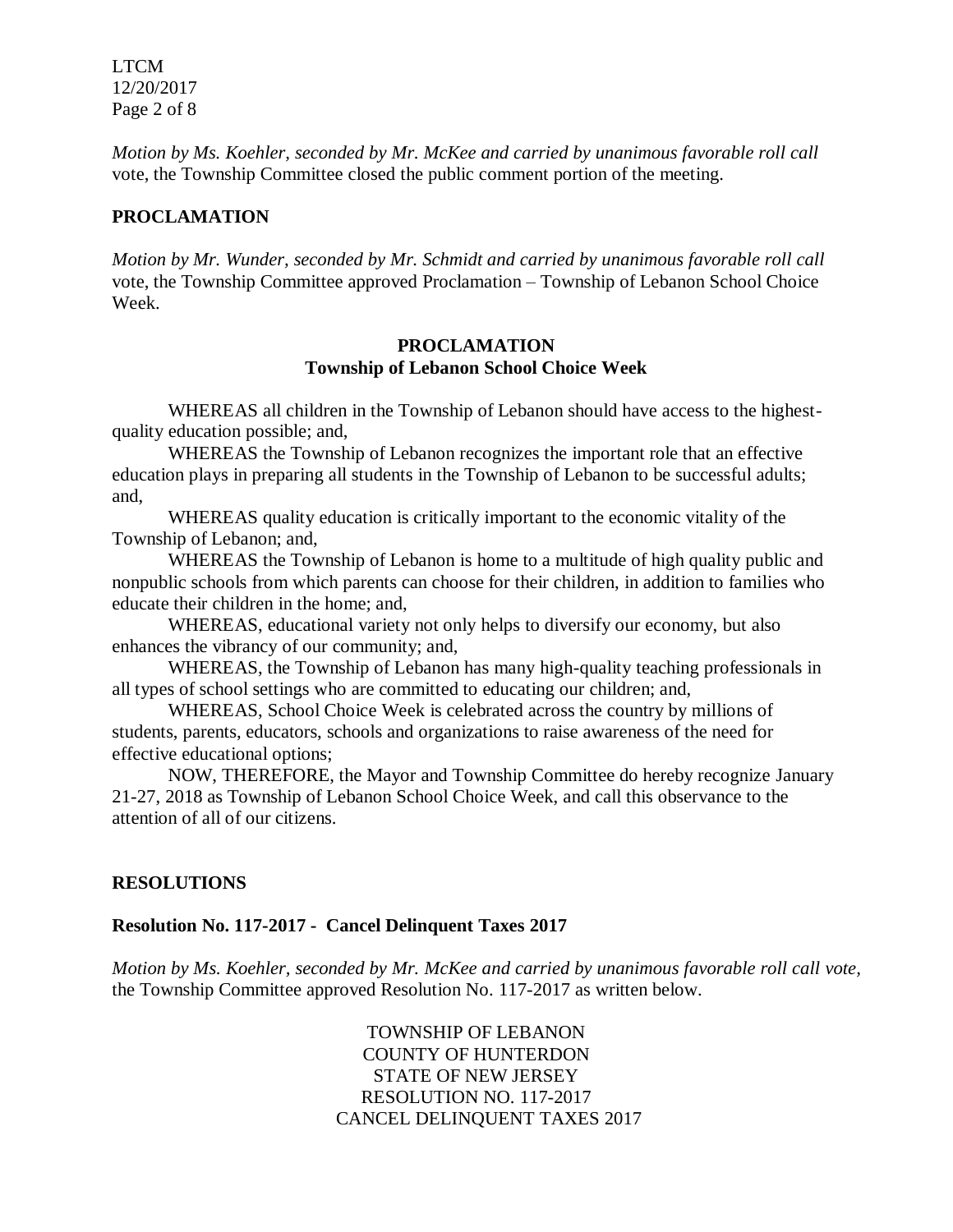*Motion by Ms. Koehler, seconded by Mr. McKee and carried by unanimous favorable roll call* vote, the Township Committee closed the public comment portion of the meeting.

## PROCLAMATION

*Motion by Mr. Wunder, seconded by Mr. Schmidt and carried by unanimous favorable roll call* vote, the Township Committee approved Proclamation – Township of Lebanon School Choice Week.

### PROCLAMATION
### Township of Lebanon School Choice Week

WHEREAS all children in the Township of Lebanon should have access to the highest-quality education possible; and,

WHEREAS the Township of Lebanon recognizes the important role that an effective education plays in preparing all students in the Township of Lebanon to be successful adults; and,

WHEREAS quality education is critically important to the economic vitality of the Township of Lebanon; and,

WHEREAS the Township of Lebanon is home to a multitude of high quality public and nonpublic schools from which parents can choose for their children, in addition to families who educate their children in the home; and,

WHEREAS, educational variety not only helps to diversify our economy, but also enhances the vibrancy of our community; and,

WHEREAS, the Township of Lebanon has many high-quality teaching professionals in all types of school settings who are committed to educating our children; and,

WHEREAS, School Choice Week is celebrated across the country by millions of students, parents, educators, schools and organizations to raise awareness of the need for effective educational options;

NOW, THEREFORE, the Mayor and Township Committee do hereby recognize January 21-27, 2018 as Township of Lebanon School Choice Week, and call this observance to the attention of all of our citizens.

## RESOLUTIONS

### Resolution No. 117-2017 - Cancel Delinquent Taxes 2017

*Motion by Ms. Koehler, seconded by Mr. McKee and carried by unanimous favorable roll call vote,* the Township Committee approved Resolution No. 117-2017 as written below.

TOWNSHIP OF LEBANON
COUNTY OF HUNTERDON
STATE OF NEW JERSEY
RESOLUTION NO. 117-2017
CANCEL DELINQUENT TAXES 2017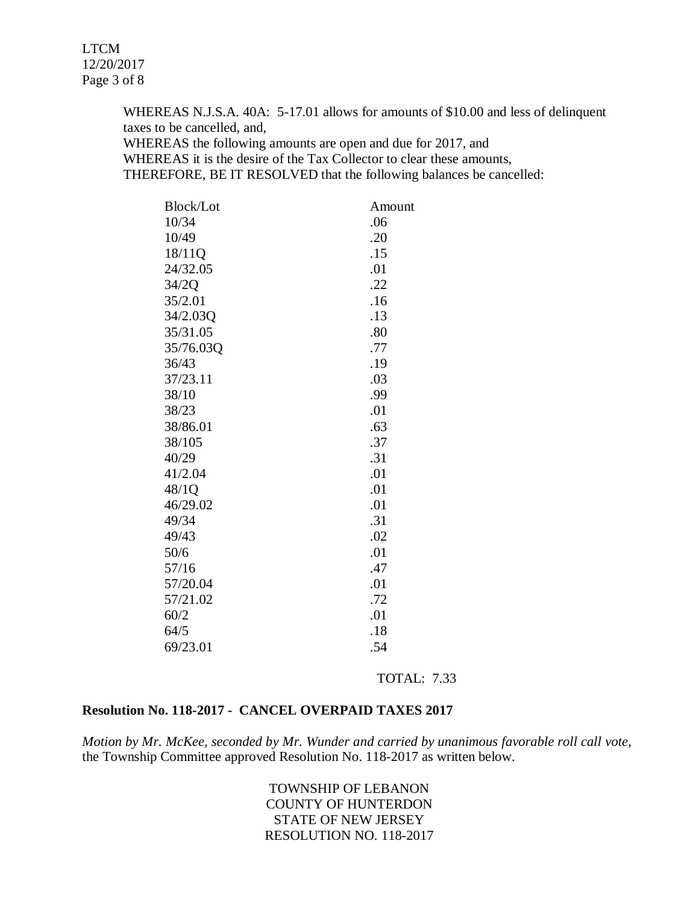WHEREAS N.J.S.A. 40A: 5-17.01 allows for amounts of $10.00 and less of delinquent taxes to be cancelled, and,
WHEREAS the following amounts are open and due for 2017, and
WHEREAS it is the desire of the Tax Collector to clear these amounts,
THEREFORE, BE IT RESOLVED that the following balances be cancelled:

| Block/Lot | Amount |
|---|---|
| 10/34 | .06 |
| 10/49 | .20 |
| 18/11Q | .15 |
| 24/32.05 | .01 |
| 34/2Q | .22 |
| 35/2.01 | .16 |
| 34/2.03Q | .13 |
| 35/31.05 | .80 |
| 35/76.03Q | .77 |
| 36/43 | .19 |
| 37/23.11 | .03 |
| 38/10 | .99 |
| 38/23 | .01 |
| 38/86.01 | .63 |
| 38/105 | .37 |
| 40/29 | .31 |
| 41/2.04 | .01 |
| 48/1Q | .01 |
| 46/29.02 | .01 |
| 49/34 | .31 |
| 49/43 | .02 |
| 50/6 | .01 |
| 57/16 | .47 |
| 57/20.04 | .01 |
| 57/21.02 | .72 |
| 60/2 | .01 |
| 64/5 | .18 |
| 69/23.01 | .54 |
| | TOTAL: 7.33 |

**Resolution No. 118-2017 - CANCEL OVERPAID TAXES 2017**

*Motion by Mr. McKee, seconded by Mr. Wunder and carried by unanimous favorable roll call vote,* the Township Committee approved Resolution No. 118-2017 as written below.

TOWNSHIP OF LEBANON
COUNTY OF HUNTERDON
STATE OF NEW JERSEY
RESOLUTION NO. 118-2017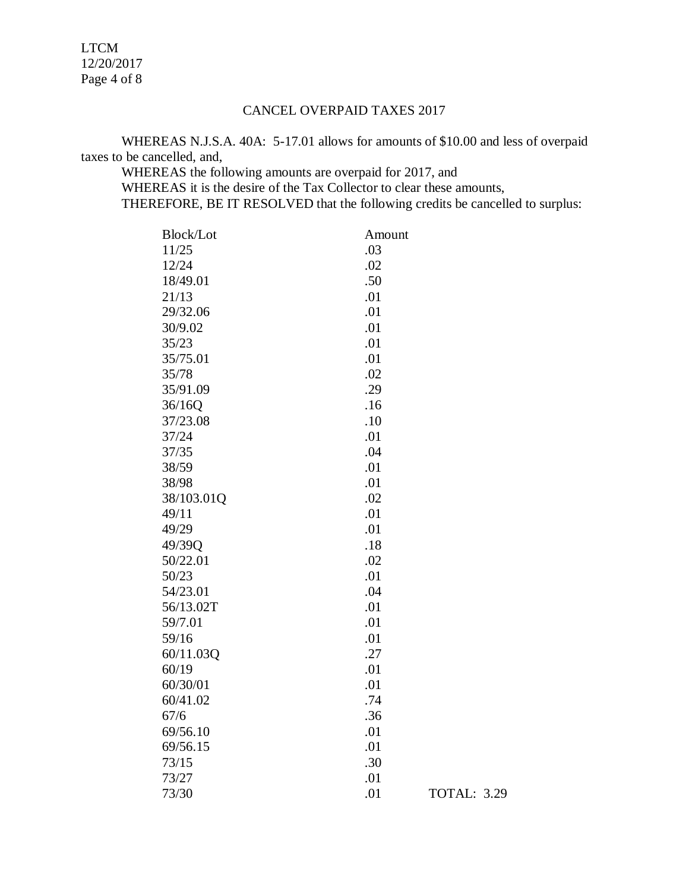## CANCEL OVERPAID TAXES 2017

WHEREAS N.J.S.A. 40A: 5-17.01 allows for amounts of $10.00 and less of overpaid taxes to be cancelled, and,

WHEREAS the following amounts are overpaid for 2017, and

WHEREAS it is the desire of the Tax Collector to clear these amounts,

THEREFORE, BE IT RESOLVED that the following credits be cancelled to surplus:

| Block/Lot | Amount | |
|---|---|---|
| 11/25 | .03 | |
| 12/24 | .02 | |
| 18/49.01 | .50 | |
| 21/13 | .01 | |
| 29/32.06 | .01 | |
| 30/9.02 | .01 | |
| 35/23 | .01 | |
| 35/75.01 | .01 | |
| 35/78 | .02 | |
| 35/91.09 | .29 | |
| 36/16Q | .16 | |
| 37/23.08 | .10 | |
| 37/24 | .01 | |
| 37/35 | .04 | |
| 38/59 | .01 | |
| 38/98 | .01 | |
| 38/103.01Q | .02 | |
| 49/11 | .01 | |
| 49/29 | .01 | |
| 49/39Q | .18 | |
| 50/22.01 | .02 | |
| 50/23 | .01 | |
| 54/23.01 | .04 | |
| 56/13.02T | .01 | |
| 59/7.01 | .01 | |
| 59/16 | .01 | |
| 60/11.03Q | .27 | |
| 60/19 | .01 | |
| 60/30/01 | .01 | |
| 60/41.02 | .74 | |
| 67/6 | .36 | |
| 69/56.10 | .01 | |
| 69/56.15 | .01 | |
| 73/15 | .30 | |
| 73/27 | .01 | |
| 73/30 | .01 | TOTAL: 3.29 |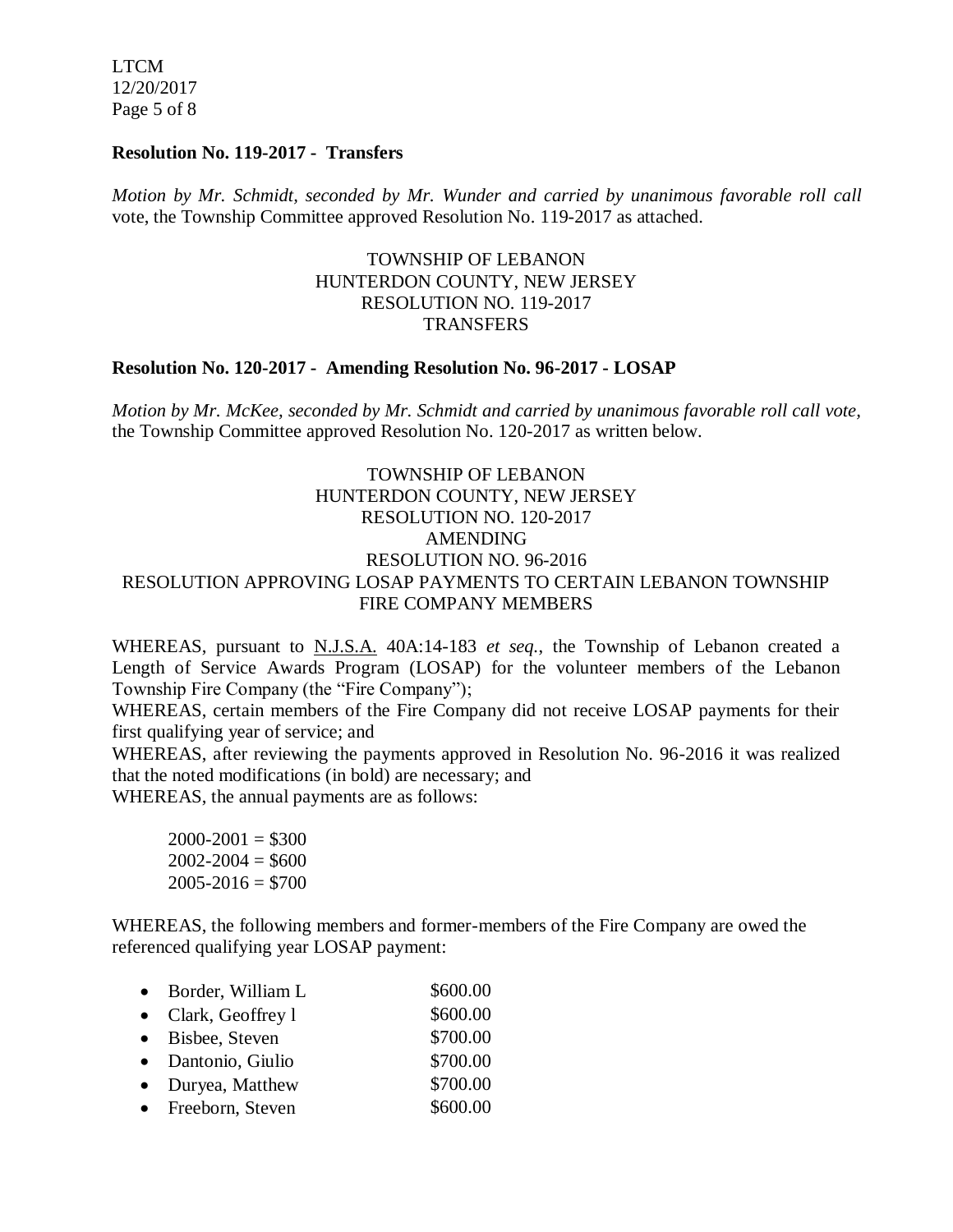**Resolution No. 119-2017 - Transfers**

*Motion by Mr. Schmidt, seconded by Mr. Wunder and carried by unanimous favorable roll call* vote, the Township Committee approved Resolution No. 119-2017 as attached.

TOWNSHIP OF LEBANON
HUNTERDON COUNTY, NEW JERSEY
RESOLUTION NO. 119-2017
TRANSFERS

**Resolution No. 120-2017 - Amending Resolution No. 96-2017 - LOSAP**

*Motion by Mr. McKee, seconded by Mr. Schmidt and carried by unanimous favorable roll call vote,* the Township Committee approved Resolution No. 120-2017 as written below.

TOWNSHIP OF LEBANON
HUNTERDON COUNTY, NEW JERSEY
RESOLUTION NO. 120-2017
AMENDING
RESOLUTION NO. 96-2016
RESOLUTION APPROVING LOSAP PAYMENTS TO CERTAIN LEBANON TOWNSHIP FIRE COMPANY MEMBERS

WHEREAS, pursuant to N.J.S.A. 40A:14-183 *et seq.*, the Township of Lebanon created a Length of Service Awards Program (LOSAP) for the volunteer members of the Lebanon Township Fire Company (the "Fire Company");

WHEREAS, certain members of the Fire Company did not receive LOSAP payments for their first qualifying year of service; and

WHEREAS, after reviewing the payments approved in Resolution No. 96-2016 it was realized that the noted modifications (in bold) are necessary; and

WHEREAS, the annual payments are as follows:

2000-2001 = $300
2002-2004 = $600
2005-2016 = $700

WHEREAS, the following members and former-members of the Fire Company are owed the referenced qualifying year LOSAP payment:

- Border, William L $600.00
- Clark, Geoffrey l $600.00
- Bisbee, Steven $700.00
- Dantonio, Giulio $700.00
- Duryea, Matthew $700.00
- Freeborn, Steven $600.00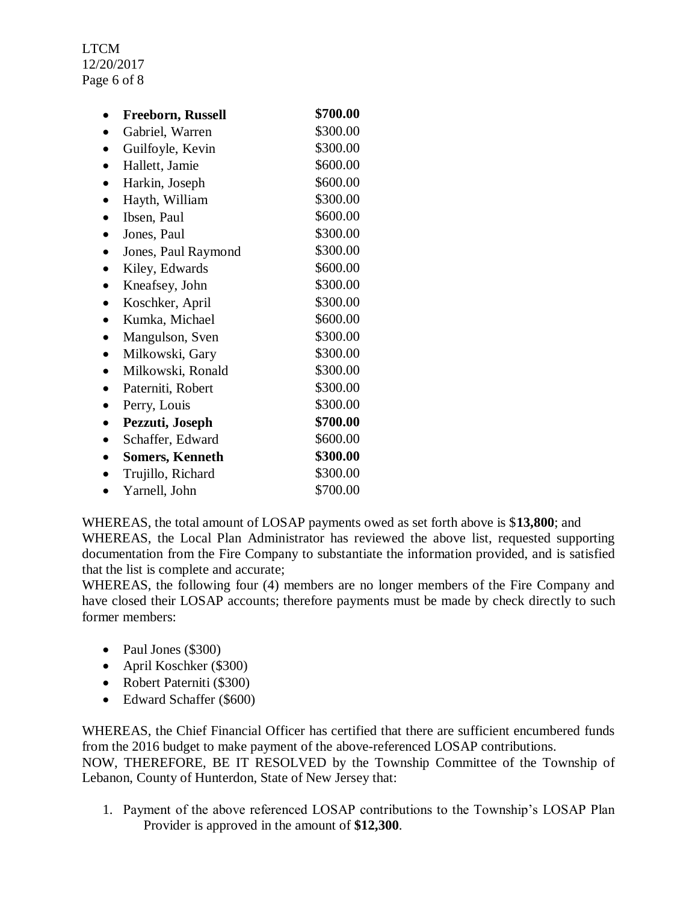- **Freeborn, Russell** **$700.00**
- Gabriel, Warren $300.00
- Guilfoyle, Kevin $300.00
- Hallett, Jamie $600.00
- Harkin, Joseph $600.00
- Hayth, William $300.00
- Ibsen, Paul $600.00
- Jones, Paul $300.00
- Jones, Paul Raymond $300.00
- Kiley, Edwards $600.00
- Kneafsey, John $300.00
- Koschker, April $300.00
- Kumka, Michael $600.00
- Mangulson, Sven $300.00
- Milkowski, Gary $300.00
- Milkowski, Ronald $300.00
- Paterniti, Robert $300.00
- Perry, Louis $300.00
- **Pezzuti, Joseph** **$700.00**
- Schaffer, Edward $600.00
- **Somers, Kenneth** **$300.00**
- Trujillo, Richard $300.00
- Yarnell, John $700.00

WHEREAS, the total amount of LOSAP payments owed as set forth above is $**13,800**; and
WHEREAS, the Local Plan Administrator has reviewed the above list, requested supporting documentation from the Fire Company to substantiate the information provided, and is satisfied that the list is complete and accurate;
WHEREAS, the following four (4) members are no longer members of the Fire Company and have closed their LOSAP accounts; therefore payments must be made by check directly to such former members:

- Paul Jones ($300)
- April Koschker ($300)
- Robert Paterniti ($300)
- Edward Schaffer ($600)

WHEREAS, the Chief Financial Officer has certified that there are sufficient encumbered funds from the 2016 budget to make payment of the above-referenced LOSAP contributions.
NOW, THEREFORE, BE IT RESOLVED by the Township Committee of the Township of Lebanon, County of Hunterdon, State of New Jersey that:

1. Payment of the above referenced LOSAP contributions to the Township's LOSAP Plan Provider is approved in the amount of **$12,300**.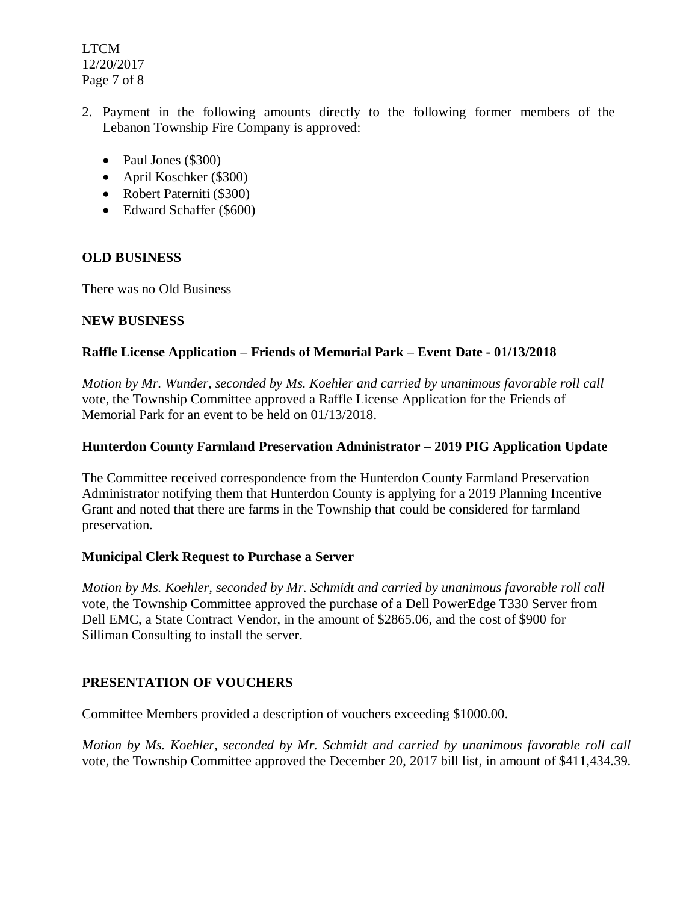2. Payment in the following amounts directly to the following former members of the Lebanon Township Fire Company is approved:

   - Paul Jones ($300)
   - April Koschker ($300)
   - Robert Paterniti ($300)
   - Edward Schaffer ($600)

**OLD BUSINESS**

There was no Old Business

**NEW BUSINESS**

**Raffle License Application – Friends of Memorial Park – Event Date - 01/13/2018**

*Motion by Mr. Wunder, seconded by Ms. Koehler and carried by unanimous favorable roll call* vote, the Township Committee approved a Raffle License Application for the Friends of Memorial Park for an event to be held on 01/13/2018.

**Hunterdon County Farmland Preservation Administrator – 2019 PIG Application Update**

The Committee received correspondence from the Hunterdon County Farmland Preservation Administrator notifying them that Hunterdon County is applying for a 2019 Planning Incentive Grant and noted that there are farms in the Township that could be considered for farmland preservation.

**Municipal Clerk Request to Purchase a Server**

*Motion by Ms. Koehler, seconded by Mr. Schmidt and carried by unanimous favorable roll call* vote, the Township Committee approved the purchase of a Dell PowerEdge T330 Server from Dell EMC, a State Contract Vendor, in the amount of $2865.06, and the cost of $900 for Silliman Consulting to install the server.

**PRESENTATION OF VOUCHERS**

Committee Members provided a description of vouchers exceeding $1000.00.

*Motion by Ms. Koehler, seconded by Mr. Schmidt and carried by unanimous favorable roll call* vote, the Township Committee approved the December 20, 2017 bill list, in amount of $411,434.39.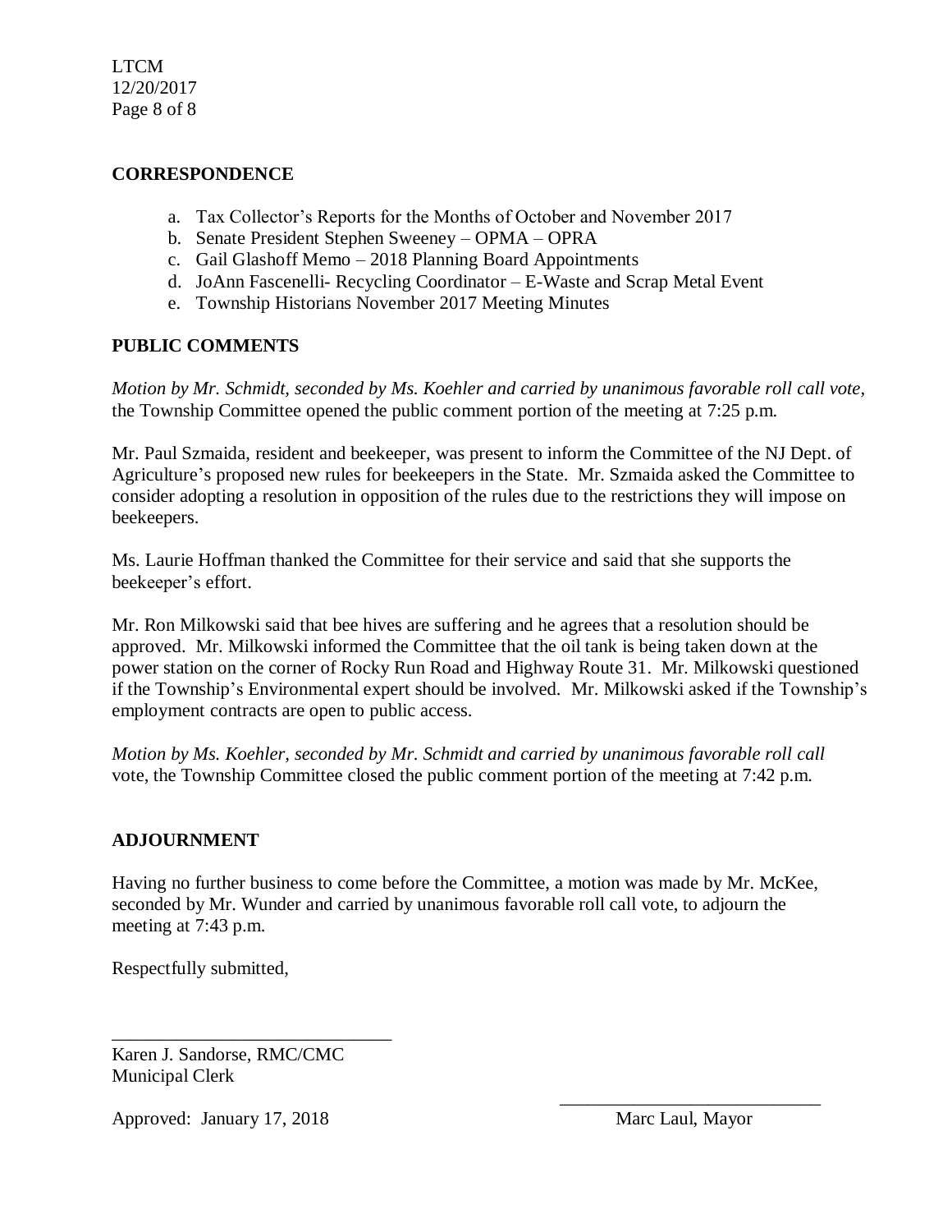## CORRESPONDENCE

a. Tax Collector's Reports for the Months of October and November 2017
b. Senate President Stephen Sweeney – OPMA – OPRA
c. Gail Glashoff Memo – 2018 Planning Board Appointments
d. JoAnn Fascenelli- Recycling Coordinator – E-Waste and Scrap Metal Event
e. Township Historians November 2017 Meeting Minutes

## PUBLIC COMMENTS

*Motion by Mr. Schmidt, seconded by Ms. Koehler and carried by unanimous favorable roll call vote,* the Township Committee opened the public comment portion of the meeting at 7:25 p.m.

Mr. Paul Szmaida, resident and beekeeper, was present to inform the Committee of the NJ Dept. of Agriculture's proposed new rules for beekeepers in the State. Mr. Szmaida asked the Committee to consider adopting a resolution in opposition of the rules due to the restrictions they will impose on beekeepers.

Ms. Laurie Hoffman thanked the Committee for their service and said that she supports the beekeeper's effort.

Mr. Ron Milkowski said that bee hives are suffering and he agrees that a resolution should be approved. Mr. Milkowski informed the Committee that the oil tank is being taken down at the power station on the corner of Rocky Run Road and Highway Route 31. Mr. Milkowski questioned if the Township's Environmental expert should be involved. Mr. Milkowski asked if the Township's employment contracts are open to public access.

*Motion by Ms. Koehler, seconded by Mr. Schmidt and carried by unanimous favorable roll call* vote, the Township Committee closed the public comment portion of the meeting at 7:42 p.m.

## ADJOURNMENT

Having no further business to come before the Committee, a motion was made by Mr. McKee, seconded by Mr. Wunder and carried by unanimous favorable roll call vote, to adjourn the meeting at 7:43 p.m.

Respectfully submitted,

\_\_\_\_\_\_\_\_\_\_\_\_\_\_\_\_\_\_\_\_\_\_\_\_\_\_\_\_\_\_

Karen J. Sandorse, RMC/CMC
Municipal Clerk

\_\_\_\_\_\_\_\_\_\_\_\_\_\_\_\_\_\_\_\_\_\_\_\_\_\_\_\_\_\_

Approved: January 17, 2018

Marc Laul, Mayor